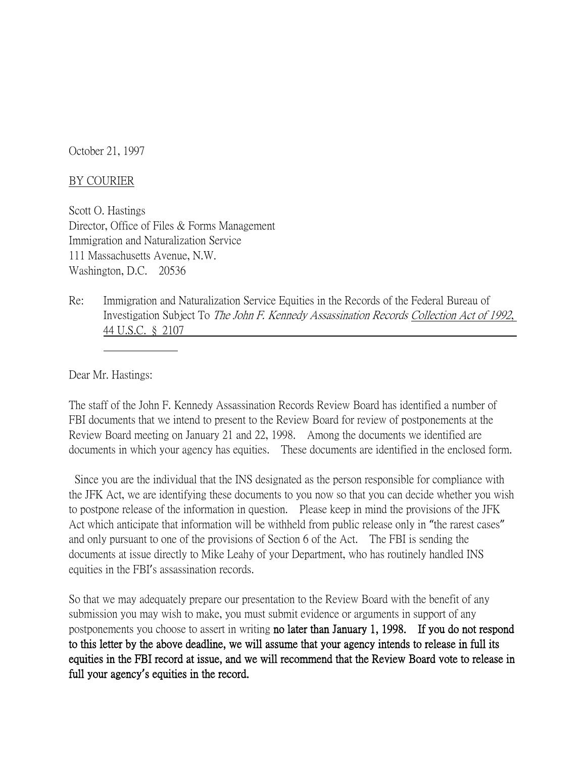October 21, 1997

BY COURIER

Scott O. Hastings
Director, Office of Files & Forms Management
Immigration and Naturalization Service
111 Massachusetts Avenue, N.W.
Washington, D.C. 20536

Re: Immigration and Naturalization Service Equities in the Records of the Federal Bureau of Investigation Subject To *The John F. Kennedy Assassination Records Collection Act of 1992*, 44 U.S.C. § 2107

Dear Mr. Hastings:

The staff of the John F. Kennedy Assassination Records Review Board has identified a number of FBI documents that we intend to present to the Review Board for review of postponements at the Review Board meeting on January 21 and 22, 1998. Among the documents we identified are documents in which your agency has equities. These documents are identified in the enclosed form.

Since you are the individual that the INS designated as the person responsible for compliance with the JFK Act, we are identifying these documents to you now so that you can decide whether you wish to postpone release of the information in question. Please keep in mind the provisions of the JFK Act which anticipate that information will be withheld from public release only in "the rarest cases" and only pursuant to one of the provisions of Section 6 of the Act. The FBI is sending the documents at issue directly to Mike Leahy of your Department, who has routinely handled INS equities in the FBI's assassination records.

So that we may adequately prepare our presentation to the Review Board with the benefit of any submission you may wish to make, you must submit evidence or arguments in support of any postponements you choose to assert in writing **no later than January 1, 1998. If you do not respond to this letter by the above deadline, we will assume that your agency intends to release in full its equities in the FBI record at issue, and we will recommend that the Review Board vote to release in full your agency's equities in the record.**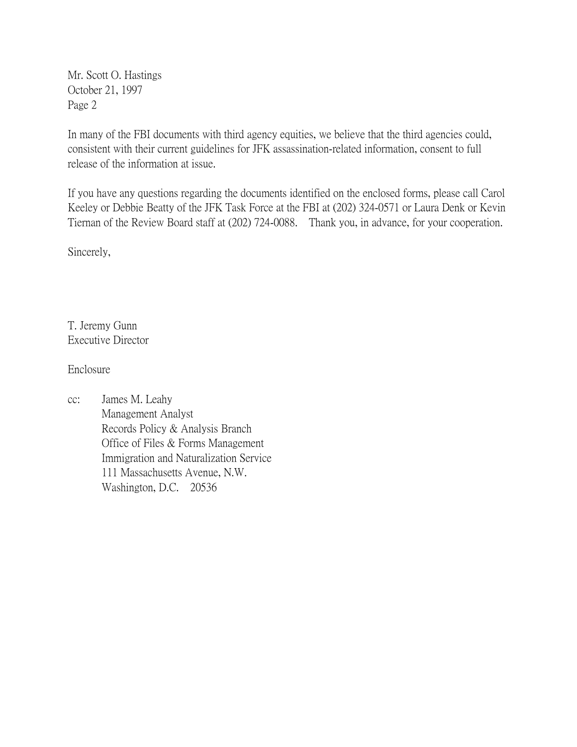In many of the FBI documents with third agency equities, we believe that the third agencies could, consistent with their current guidelines for JFK assassination-related information, consent to full release of the information at issue.

If you have any questions regarding the documents identified on the enclosed forms, please call Carol Keeley or Debbie Beatty of the JFK Task Force at the FBI at (202) 324-0571 or Laura Denk or Kevin Tiernan of the Review Board staff at (202) 724-0088. Thank you, in advance, for your cooperation.

Sincerely,

T. Jeremy Gunn
Executive Director

Enclosure

cc: James M. Leahy
Management Analyst
Records Policy & Analysis Branch
Office of Files & Forms Management
Immigration and Naturalization Service
111 Massachusetts Avenue, N.W.
Washington, D.C. 20536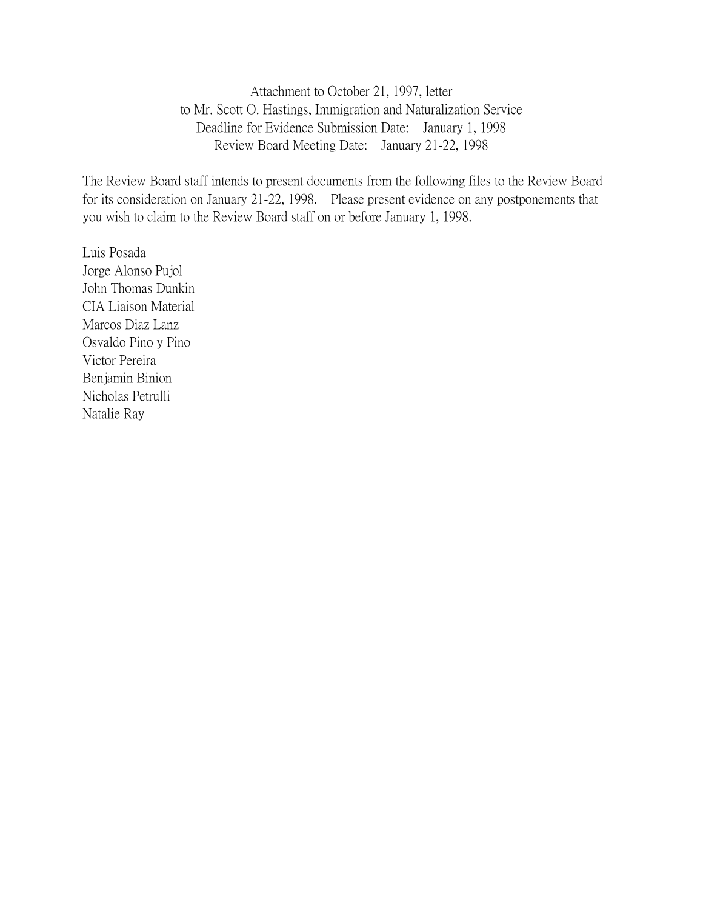Attachment to October 21, 1997, letter
to Mr. Scott O. Hastings, Immigration and Naturalization Service
Deadline for Evidence Submission Date: January 1, 1998
Review Board Meeting Date: January 21-22, 1998

The Review Board staff intends to present documents from the following files to the Review Board for its consideration on January 21-22, 1998. Please present evidence on any postponements that you wish to claim to the Review Board staff on or before January 1, 1998.

Luis Posada
Jorge Alonso Pujol
John Thomas Dunkin
CIA Liaison Material
Marcos Diaz Lanz
Osvaldo Pino y Pino
Victor Pereira
Benjamin Binion
Nicholas Petrulli
Natalie Ray